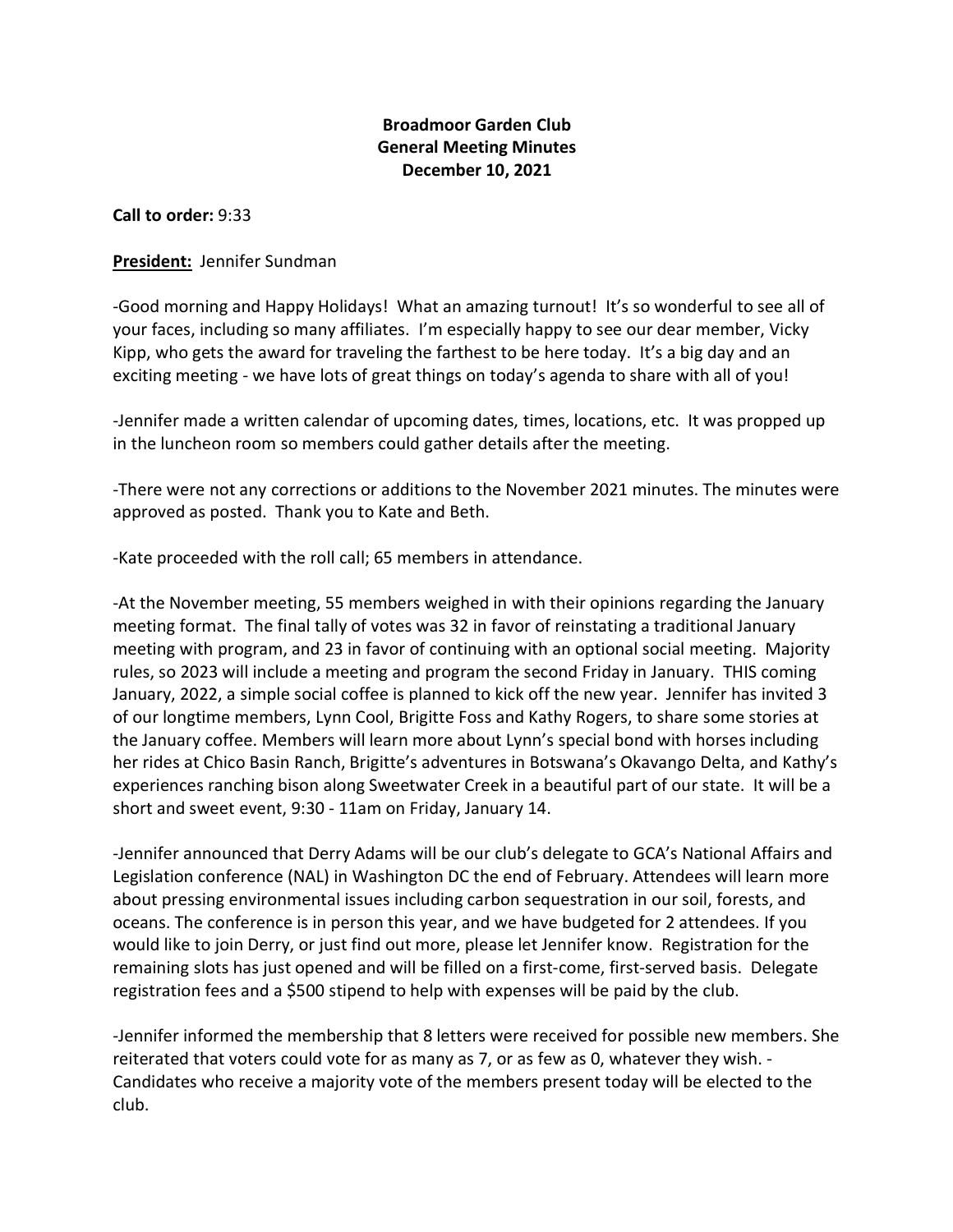**Broadmoor Garden Club**
**General Meeting Minutes**
**December 10, 2021**

**Call to order:** 9:33

**President:** Jennifer Sundman

-Good morning and Happy Holidays! What an amazing turnout! It's so wonderful to see all of your faces, including so many affiliates. I'm especially happy to see our dear member, Vicky Kipp, who gets the award for traveling the farthest to be here today. It's a big day and an exciting meeting - we have lots of great things on today's agenda to share with all of you!

-Jennifer made a written calendar of upcoming dates, times, locations, etc. It was propped up in the luncheon room so members could gather details after the meeting.

-There were not any corrections or additions to the November 2021 minutes. The minutes were approved as posted. Thank you to Kate and Beth.

-Kate proceeded with the roll call; 65 members in attendance.

-At the November meeting, 55 members weighed in with their opinions regarding the January meeting format. The final tally of votes was 32 in favor of reinstating a traditional January meeting with program, and 23 in favor of continuing with an optional social meeting. Majority rules, so 2023 will include a meeting and program the second Friday in January. THIS coming January, 2022, a simple social coffee is planned to kick off the new year. Jennifer has invited 3 of our longtime members, Lynn Cool, Brigitte Foss and Kathy Rogers, to share some stories at the January coffee. Members will learn more about Lynn's special bond with horses including her rides at Chico Basin Ranch, Brigitte's adventures in Botswana's Okavango Delta, and Kathy's experiences ranching bison along Sweetwater Creek in a beautiful part of our state. It will be a short and sweet event, 9:30 - 11am on Friday, January 14.

-Jennifer announced that Derry Adams will be our club's delegate to GCA's National Affairs and Legislation conference (NAL) in Washington DC the end of February. Attendees will learn more about pressing environmental issues including carbon sequestration in our soil, forests, and oceans. The conference is in person this year, and we have budgeted for 2 attendees. If you would like to join Derry, or just find out more, please let Jennifer know. Registration for the remaining slots has just opened and will be filled on a first-come, first-served basis. Delegate registration fees and a $500 stipend to help with expenses will be paid by the club.

-Jennifer informed the membership that 8 letters were received for possible new members. She reiterated that voters could vote for as many as 7, or as few as 0, whatever they wish. -Candidates who receive a majority vote of the members present today will be elected to the club.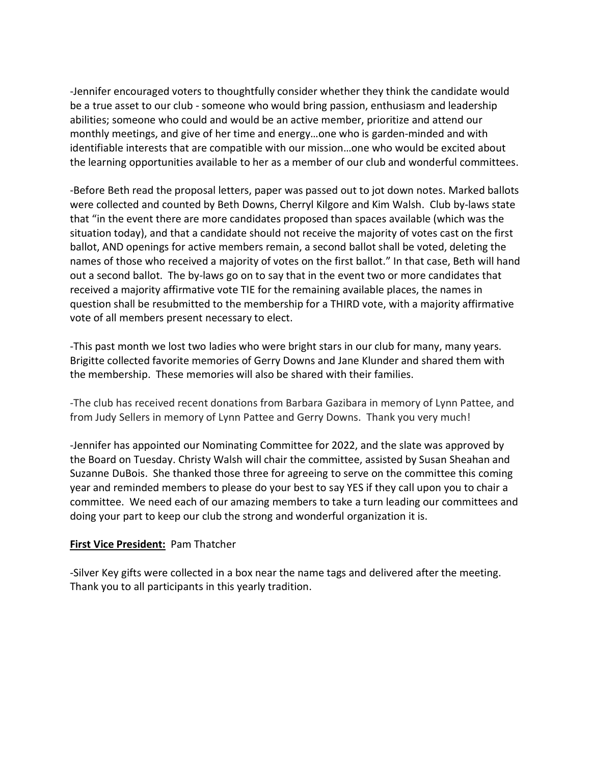-Jennifer encouraged voters to thoughtfully consider whether they think the candidate would be a true asset to our club - someone who would bring passion, enthusiasm and leadership abilities; someone who could and would be an active member, prioritize and attend our monthly meetings, and give of her time and energy…one who is garden-minded and with identifiable interests that are compatible with our mission…one who would be excited about the learning opportunities available to her as a member of our club and wonderful committees.

-Before Beth read the proposal letters, paper was passed out to jot down notes. Marked ballots were collected and counted by Beth Downs, Cherryl Kilgore and Kim Walsh. Club by-laws state that "in the event there are more candidates proposed than spaces available (which was the situation today), and that a candidate should not receive the majority of votes cast on the first ballot, AND openings for active members remain, a second ballot shall be voted, deleting the names of those who received a majority of votes on the first ballot." In that case, Beth will hand out a second ballot. The by-laws go on to say that in the event two or more candidates that received a majority affirmative vote TIE for the remaining available places, the names in question shall be resubmitted to the membership for a THIRD vote, with a majority affirmative vote of all members present necessary to elect.

-This past month we lost two ladies who were bright stars in our club for many, many years. Brigitte collected favorite memories of Gerry Downs and Jane Klunder and shared them with the membership. These memories will also be shared with their families.

-The club has received recent donations from Barbara Gazibara in memory of Lynn Pattee, and from Judy Sellers in memory of Lynn Pattee and Gerry Downs. Thank you very much!

-Jennifer has appointed our Nominating Committee for 2022, and the slate was approved by the Board on Tuesday. Christy Walsh will chair the committee, assisted by Susan Sheahan and Suzanne DuBois. She thanked those three for agreeing to serve on the committee this coming year and reminded members to please do your best to say YES if they call upon you to chair a committee. We need each of our amazing members to take a turn leading our committees and doing your part to keep our club the strong and wonderful organization it is.

**First Vice President:** Pam Thatcher

-Silver Key gifts were collected in a box near the name tags and delivered after the meeting. Thank you to all participants in this yearly tradition.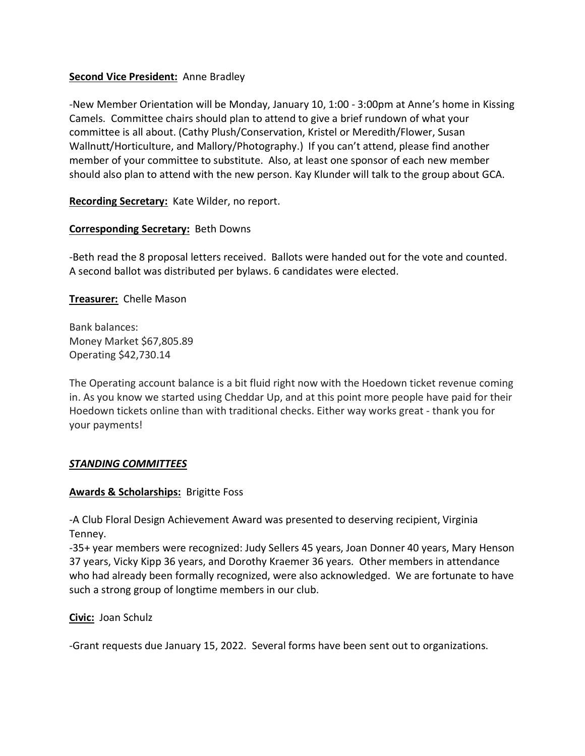**Second Vice President:** Anne Bradley

-New Member Orientation will be Monday, January 10, 1:00 - 3:00pm at Anne's home in Kissing Camels. Committee chairs should plan to attend to give a brief rundown of what your committee is all about. (Cathy Plush/Conservation, Kristel or Meredith/Flower, Susan Wallnutt/Horticulture, and Mallory/Photography.) If you can't attend, please find another member of your committee to substitute. Also, at least one sponsor of each new member should also plan to attend with the new person. Kay Klunder will talk to the group about GCA.

**Recording Secretary:** Kate Wilder, no report.

**Corresponding Secretary:** Beth Downs

-Beth read the 8 proposal letters received. Ballots were handed out for the vote and counted. A second ballot was distributed per bylaws. 6 candidates were elected.

**Treasurer:** Chelle Mason

Bank balances:
Money Market $67,805.89
Operating $42,730.14

The Operating account balance is a bit fluid right now with the Hoedown ticket revenue coming in. As you know we started using Cheddar Up, and at this point more people have paid for their Hoedown tickets online than with traditional checks. Either way works great - thank you for your payments!

***STANDING COMMITTEES***

**Awards & Scholarships:** Brigitte Foss

-A Club Floral Design Achievement Award was presented to deserving recipient, Virginia Tenney.
-35+ year members were recognized: Judy Sellers 45 years, Joan Donner 40 years, Mary Henson 37 years, Vicky Kipp 36 years, and Dorothy Kraemer 36 years. Other members in attendance who had already been formally recognized, were also acknowledged. We are fortunate to have such a strong group of longtime members in our club.

**Civic:** Joan Schulz

-Grant requests due January 15, 2022. Several forms have been sent out to organizations.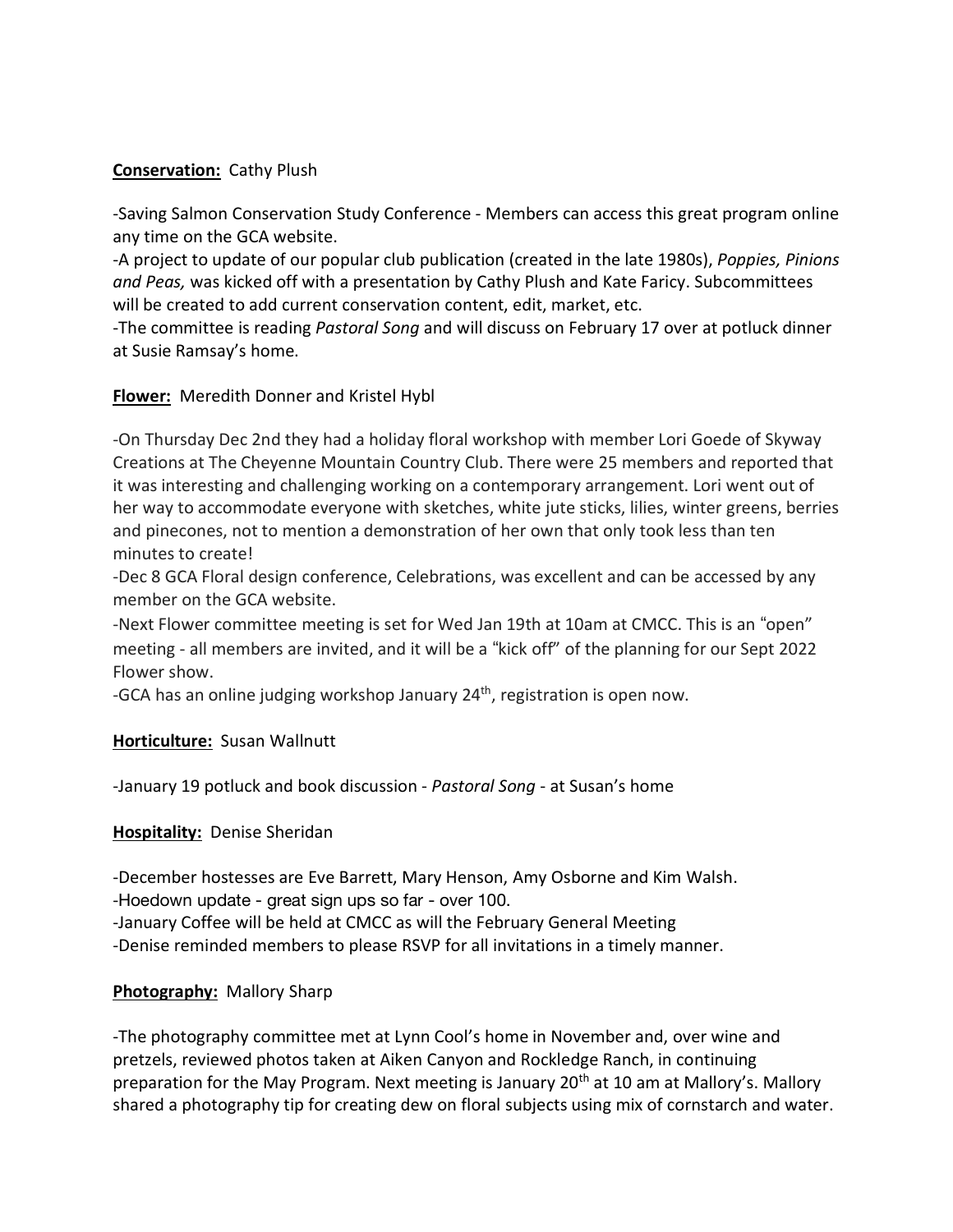**Conservation:** Cathy Plush

-Saving Salmon Conservation Study Conference - Members can access this great program online any time on the GCA website.
-A project to update of our popular club publication (created in the late 1980s), *Poppies, Pinions and Peas,* was kicked off with a presentation by Cathy Plush and Kate Faricy. Subcommittees will be created to add current conservation content, edit, market, etc.
-The committee is reading *Pastoral Song* and will discuss on February 17 over at potluck dinner at Susie Ramsay's home.

**Flower:** Meredith Donner and Kristel Hybl

-On Thursday Dec 2nd they had a holiday floral workshop with member Lori Goede of Skyway Creations at The Cheyenne Mountain Country Club. There were 25 members and reported that it was interesting and challenging working on a contemporary arrangement. Lori went out of her way to accommodate everyone with sketches, white jute sticks, lilies, winter greens, berries and pinecones, not to mention a demonstration of her own that only took less than ten minutes to create!
-Dec 8 GCA Floral design conference, Celebrations, was excellent and can be accessed by any member on the GCA website.
-Next Flower committee meeting is set for Wed Jan 19th at 10am at CMCC. This is an "open" meeting - all members are invited, and it will be a "kick off" of the planning for our Sept 2022 Flower show.
-GCA has an online judging workshop January 24th, registration is open now.

**Horticulture:** Susan Wallnutt

-January 19 potluck and book discussion - *Pastoral Song* - at Susan's home

**Hospitality:** Denise Sheridan

-December hostesses are Eve Barrett, Mary Henson, Amy Osborne and Kim Walsh.
-Hoedown update - great sign ups so far - over 100.
-January Coffee will be held at CMCC as will the February General Meeting
-Denise reminded members to please RSVP for all invitations in a timely manner.

**Photography:** Mallory Sharp

-The photography committee met at Lynn Cool's home in November and, over wine and pretzels, reviewed photos taken at Aiken Canyon and Rockledge Ranch, in continuing preparation for the May Program. Next meeting is January 20th at 10 am at Mallory's. Mallory shared a photography tip for creating dew on floral subjects using mix of cornstarch and water.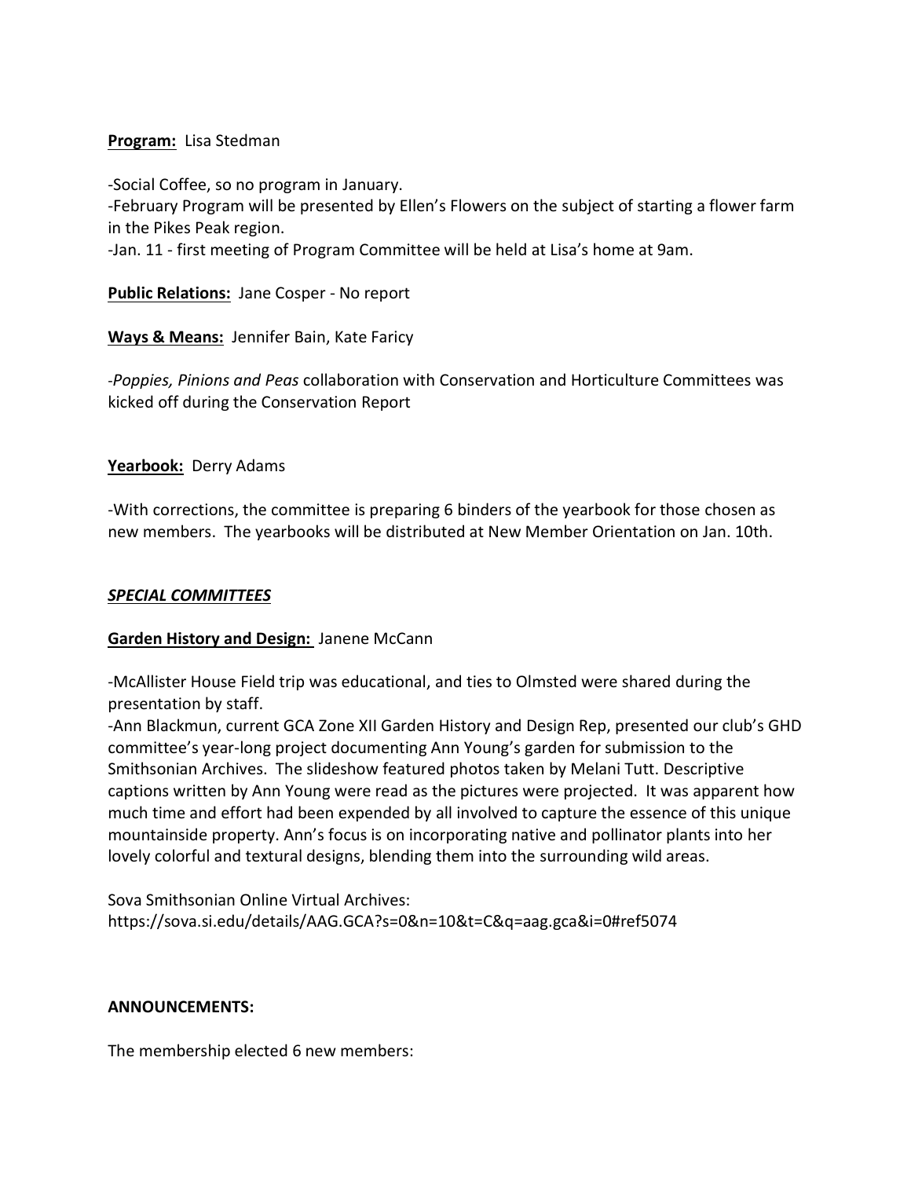**Program:** Lisa Stedman

-Social Coffee, so no program in January.
-February Program will be presented by Ellen's Flowers on the subject of starting a flower farm in the Pikes Peak region.
-Jan. 11 - first meeting of Program Committee will be held at Lisa's home at 9am.

**Public Relations:** Jane Cosper - No report

**Ways & Means:** Jennifer Bain, Kate Faricy

-*Poppies, Pinions and Peas* collaboration with Conservation and Horticulture Committees was kicked off during the Conservation Report

**Yearbook:** Derry Adams

-With corrections, the committee is preparing 6 binders of the yearbook for those chosen as new members. The yearbooks will be distributed at New Member Orientation on Jan. 10th.

***SPECIAL COMMITTEES***

**Garden History and Design:** Janene McCann

-McAllister House Field trip was educational, and ties to Olmsted were shared during the presentation by staff.
-Ann Blackmun, current GCA Zone XII Garden History and Design Rep, presented our club's GHD committee's year-long project documenting Ann Young's garden for submission to the Smithsonian Archives. The slideshow featured photos taken by Melani Tutt. Descriptive captions written by Ann Young were read as the pictures were projected. It was apparent how much time and effort had been expended by all involved to capture the essence of this unique mountainside property. Ann's focus is on incorporating native and pollinator plants into her lovely colorful and textural designs, blending them into the surrounding wild areas.

Sova Smithsonian Online Virtual Archives:
https://sova.si.edu/details/AAG.GCA?s=0&n=10&t=C&q=aag.gca&i=0#ref5074

**ANNOUNCEMENTS:**

The membership elected 6 new members: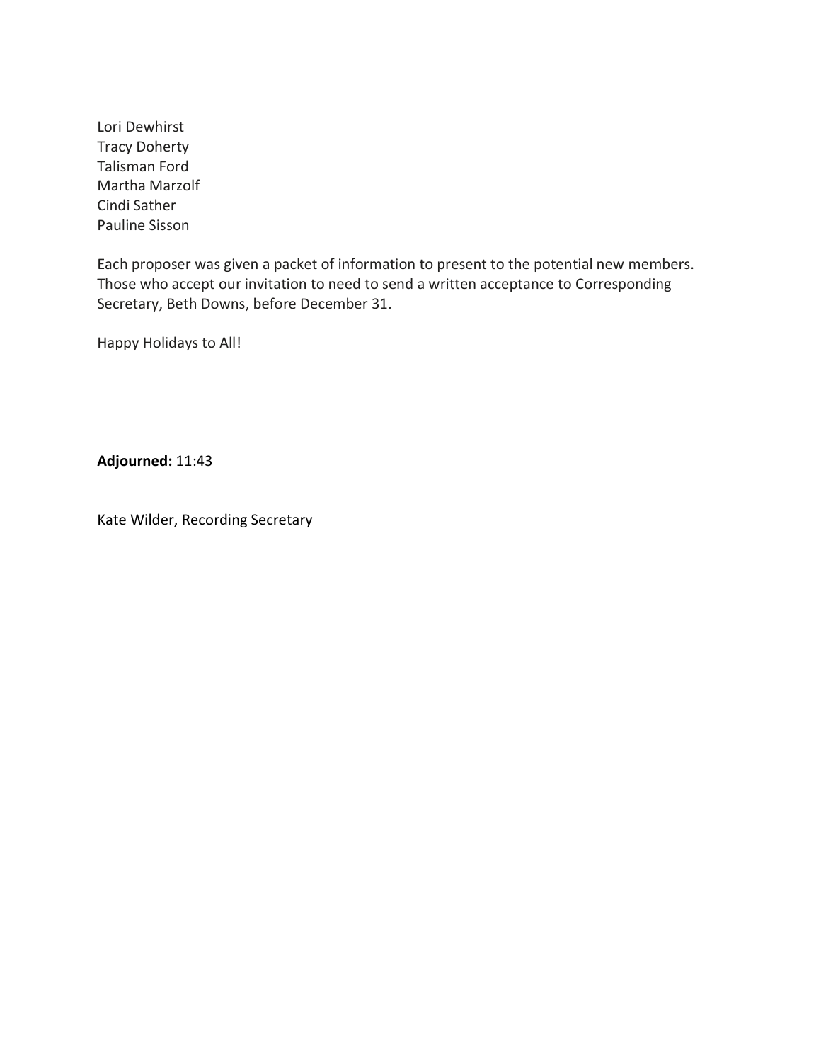Lori Dewhirst
Tracy Doherty
Talisman Ford
Martha Marzolf
Cindi Sather
Pauline Sisson

Each proposer was given a packet of information to present to the potential new members. Those who accept our invitation to need to send a written acceptance to Corresponding Secretary, Beth Downs, before December 31.

Happy Holidays to All!

**Adjourned:** 11:43

Kate Wilder, Recording Secretary